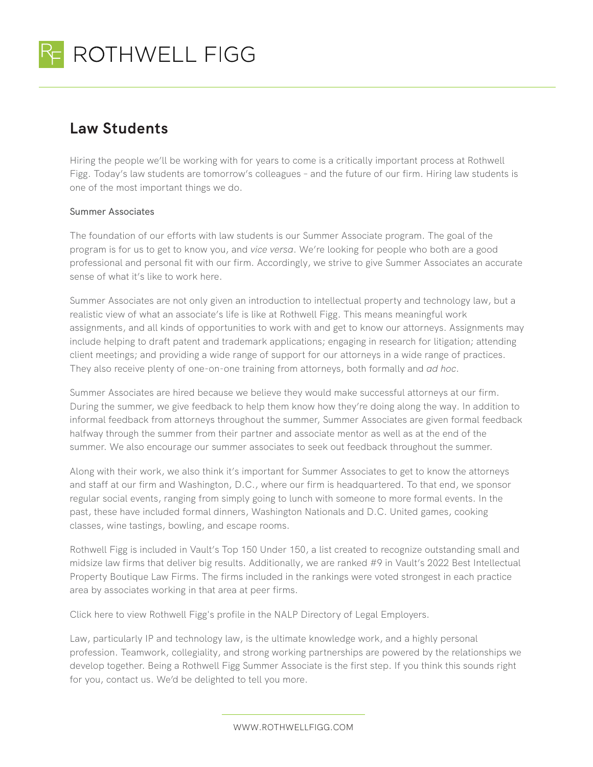## Law Students

Hiring the people we'll be working with for years to come is a critically important process at Rothwell Figg. Today's law students are tomorrow's colleagues – and the future of our firm. Hiring law students is one of the most important things we do.

### Summer Associates

The foundation of our efforts with law students is our Summer Associate program. The goal of the program is for us to get to know you, and *vice versa*. We're looking for people who both are a good professional and personal fit with our firm. Accordingly, we strive to give Summer Associates an accurate sense of what it's like to work here.

Summer Associates are not only given an introduction to intellectual property and technology law, but a realistic view of what an associate's life is like at Rothwell Figg. This means meaningful work assignments, and all kinds of opportunities to work with and get to know our attorneys. Assignments may include helping to draft patent and trademark applications; engaging in research for litigation; attending client meetings; and providing a wide range of support for our attorneys in a wide range of practices. They also receive plenty of one-on-one training from attorneys, both formally and *ad hoc*.

Summer Associates are hired because we believe they would make successful attorneys at our firm. During the summer, we give feedback to help them know how they're doing along the way. In addition to informal feedback from attorneys throughout the summer, Summer Associates are given formal feedback halfway through the summer from their partner and associate mentor as well as at the end of the summer. We also encourage our summer associates to seek out feedback throughout the summer.

Along with their work, we also think it's important for Summer Associates to get to know the attorneys and staff at our firm and Washington, D.C., where our firm is headquartered. To that end, we sponsor regular social events, ranging from simply going to lunch with someone to more formal events. In the past, these have included formal dinners, Washington Nationals and D.C. United games, cooking classes, wine tastings, bowling, and escape rooms.

Rothwell Figg is included in Vault's Top 150 Under 150, a list created to recognize outstanding small and midsize law firms that deliver big results. Additionally, we are ranked #9 in Vault's 2022 Best Intellectual Property Boutique Law Firms. The firms included in the rankings were voted strongest in each practice area by associates working in that area at peer firms.

Click here to view Rothwell Figg's profile in the NALP Directory of Legal Employers.

Law, particularly IP and technology law, is the ultimate knowledge work, and a highly personal profession. Teamwork, collegiality, and strong working partnerships are powered by the relationships we develop together. Being a Rothwell Figg Summer Associate is the first step. If you think this sounds right for you, contact us. We'd be delighted to tell you more.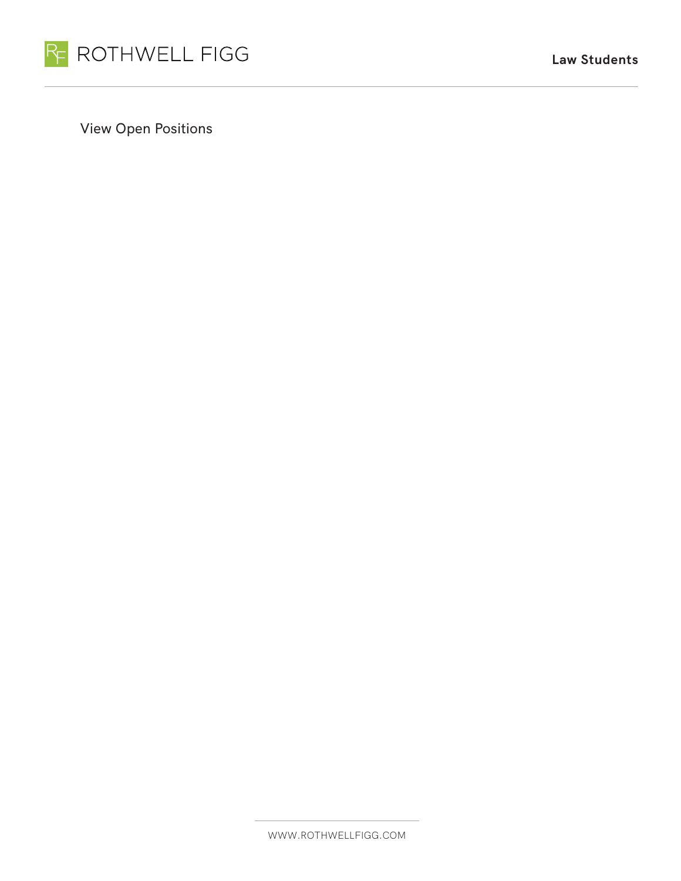View Open Positions